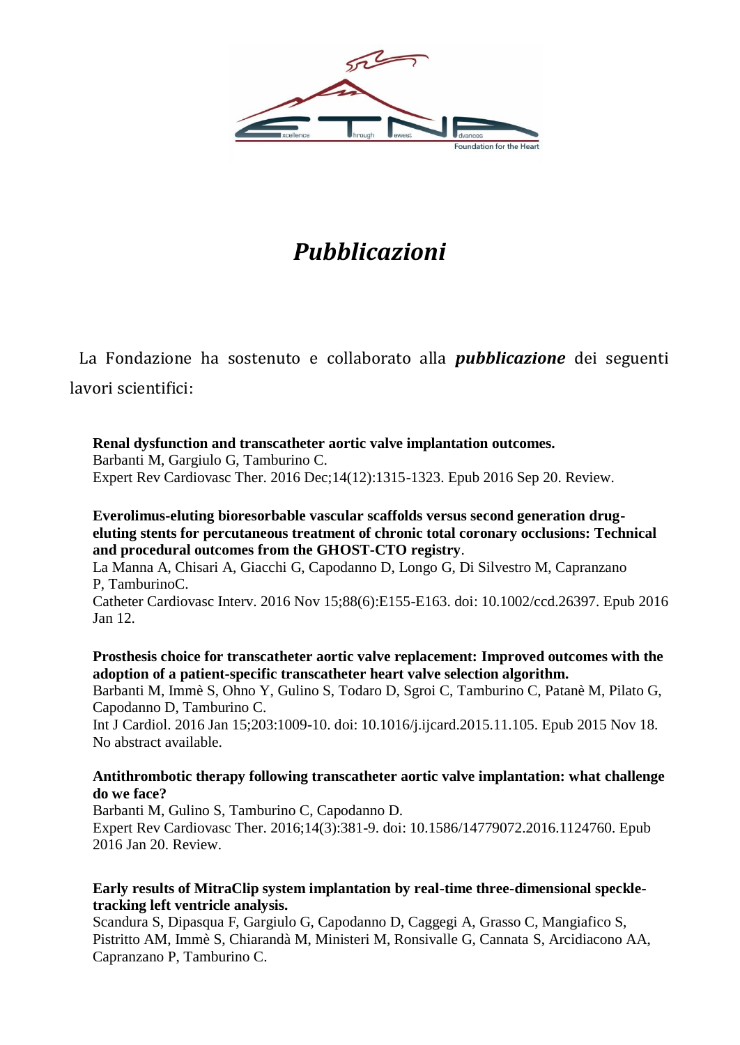# *Pubblicazioni*

La Fondazione ha sostenuto e collaborato alla ***pubblicazione*** dei seguenti lavori scientifici:

**Renal dysfunction and transcatheter aortic valve implantation outcomes.**
Barbanti M, Gargiulo G, Tamburino C.
Expert Rev Cardiovasc Ther. 2016 Dec;14(12):1315-1323. Epub 2016 Sep 20. Review.

**Everolimus-eluting bioresorbable vascular scaffolds versus second generation drug-eluting stents for percutaneous treatment of chronic total coronary occlusions: Technical and procedural outcomes from the GHOST-CTO registry**.
La Manna A, Chisari A, Giacchi G, Capodanno D, Longo G, Di Silvestro M, Capranzano P, TamburinoC.
Catheter Cardiovasc Interv. 2016 Nov 15;88(6):E155-E163. doi: 10.1002/ccd.26397. Epub 2016 Jan 12.

**Prosthesis choice for transcatheter aortic valve replacement: Improved outcomes with the adoption of a patient-specific transcatheter heart valve selection algorithm.**
Barbanti M, Immè S, Ohno Y, Gulino S, Todaro D, Sgroi C, Tamburino C, Patanè M, Pilato G, Capodanno D, Tamburino C.
Int J Cardiol. 2016 Jan 15;203:1009-10. doi: 10.1016/j.ijcard.2015.11.105. Epub 2015 Nov 18. No abstract available.

**Antithrombotic therapy following transcatheter aortic valve implantation: what challenge do we face?**
Barbanti M, Gulino S, Tamburino C, Capodanno D.
Expert Rev Cardiovasc Ther. 2016;14(3):381-9. doi: 10.1586/14779072.2016.1124760. Epub 2016 Jan 20. Review.

**Early results of MitraClip system implantation by real-time three-dimensional speckle-tracking left ventricle analysis.**
Scandura S, Dipasqua F, Gargiulo G, Capodanno D, Caggegi A, Grasso C, Mangiafico S, Pistritto AM, Immè S, Chiarandà M, Ministeri M, Ronsivalle G, Cannata S, Arcidiacono AA, Capranzano P, Tamburino C.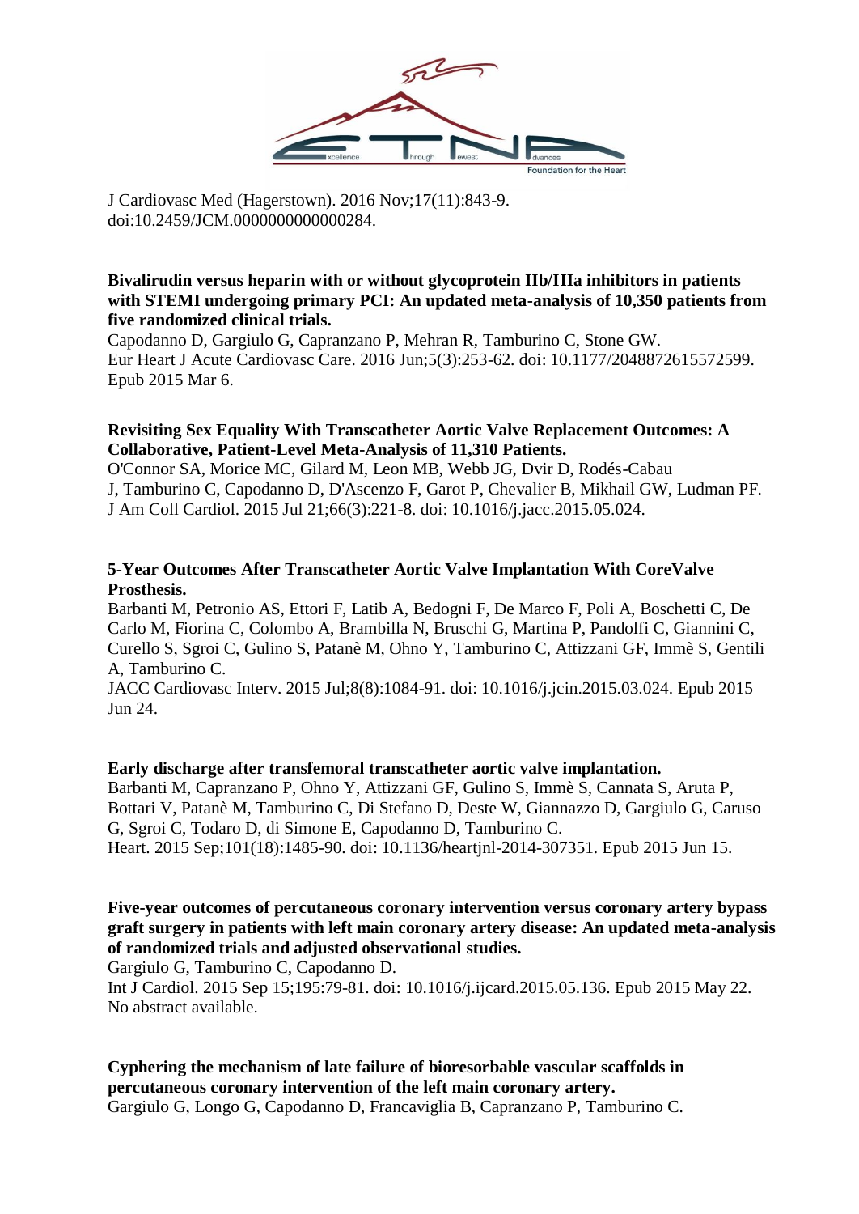J Cardiovasc Med (Hagerstown). 2016 Nov;17(11):843-9. doi:10.2459/JCM.0000000000000284.

**Bivalirudin versus heparin with or without glycoprotein IIb/IIIa inhibitors in patients with STEMI undergoing primary PCI: An updated meta-analysis of 10,350 patients from five randomized clinical trials.**
Capodanno D, Gargiulo G, Capranzano P, Mehran R, Tamburino C, Stone GW.
Eur Heart J Acute Cardiovasc Care. 2016 Jun;5(3):253-62. doi: 10.1177/2048872615572599. Epub 2015 Mar 6.

**Revisiting Sex Equality With Transcatheter Aortic Valve Replacement Outcomes: A Collaborative, Patient-Level Meta-Analysis of 11,310 Patients.**
O'Connor SA, Morice MC, Gilard M, Leon MB, Webb JG, Dvir D, Rodés-Cabau J, Tamburino C, Capodanno D, D'Ascenzo F, Garot P, Chevalier B, Mikhail GW, Ludman PF.
J Am Coll Cardiol. 2015 Jul 21;66(3):221-8. doi: 10.1016/j.jacc.2015.05.024.

**5-Year Outcomes After Transcatheter Aortic Valve Implantation With CoreValve Prosthesis.**
Barbanti M, Petronio AS, Ettori F, Latib A, Bedogni F, De Marco F, Poli A, Boschetti C, De Carlo M, Fiorina C, Colombo A, Brambilla N, Bruschi G, Martina P, Pandolfi C, Giannini C, Curello S, Sgroi C, Gulino S, Patanè M, Ohno Y, Tamburino C, Attizzani GF, Immè S, Gentili A, Tamburino C.
JACC Cardiovasc Interv. 2015 Jul;8(8):1084-91. doi: 10.1016/j.jcin.2015.03.024. Epub 2015 Jun 24.

**Early discharge after transfemoral transcatheter aortic valve implantation.**
Barbanti M, Capranzano P, Ohno Y, Attizzani GF, Gulino S, Immè S, Cannata S, Aruta P, Bottari V, Patanè M, Tamburino C, Di Stefano D, Deste W, Giannazzo D, Gargiulo G, Caruso G, Sgroi C, Todaro D, di Simone E, Capodanno D, Tamburino C.
Heart. 2015 Sep;101(18):1485-90. doi: 10.1136/heartjnl-2014-307351. Epub 2015 Jun 15.

**Five-year outcomes of percutaneous coronary intervention versus coronary artery bypass graft surgery in patients with left main coronary artery disease: An updated meta-analysis of randomized trials and adjusted observational studies.**
Gargiulo G, Tamburino C, Capodanno D.
Int J Cardiol. 2015 Sep 15;195:79-81. doi: 10.1016/j.ijcard.2015.05.136. Epub 2015 May 22. No abstract available.

**Cyphering the mechanism of late failure of bioresorbable vascular scaffolds in percutaneous coronary intervention of the left main coronary artery.**
Gargiulo G, Longo G, Capodanno D, Francaviglia B, Capranzano P, Tamburino C.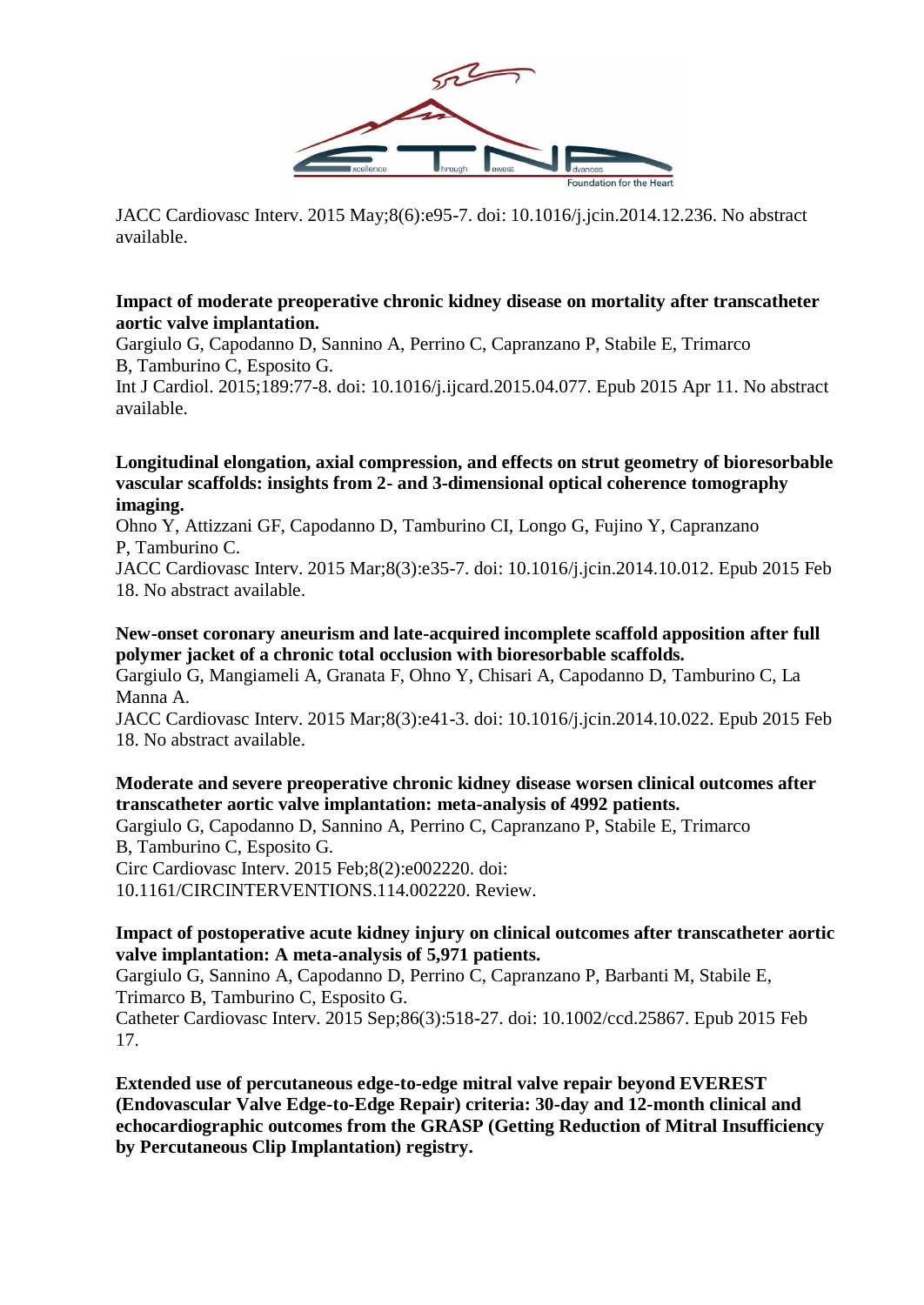JACC Cardiovasc Interv. 2015 May;8(6):e95-7. doi: 10.1016/j.jcin.2014.12.236. No abstract available.

**Impact of moderate preoperative chronic kidney disease on mortality after transcatheter aortic valve implantation.**
Gargiulo G, Capodanno D, Sannino A, Perrino C, Capranzano P, Stabile E, Trimarco B, Tamburino C, Esposito G.
Int J Cardiol. 2015;189:77-8. doi: 10.1016/j.ijcard.2015.04.077. Epub 2015 Apr 11. No abstract available.

**Longitudinal elongation, axial compression, and effects on strut geometry of bioresorbable vascular scaffolds: insights from 2- and 3-dimensional optical coherence tomography imaging.**
Ohno Y, Attizzani GF, Capodanno D, Tamburino CI, Longo G, Fujino Y, Capranzano P, Tamburino C.
JACC Cardiovasc Interv. 2015 Mar;8(3):e35-7. doi: 10.1016/j.jcin.2014.10.012. Epub 2015 Feb 18. No abstract available.

**New-onset coronary aneurism and late-acquired incomplete scaffold apposition after full polymer jacket of a chronic total occlusion with bioresorbable scaffolds.**
Gargiulo G, Mangiameli A, Granata F, Ohno Y, Chisari A, Capodanno D, Tamburino C, La Manna A.
JACC Cardiovasc Interv. 2015 Mar;8(3):e41-3. doi: 10.1016/j.jcin.2014.10.022. Epub 2015 Feb 18. No abstract available.

**Moderate and severe preoperative chronic kidney disease worsen clinical outcomes after transcatheter aortic valve implantation: meta-analysis of 4992 patients.**
Gargiulo G, Capodanno D, Sannino A, Perrino C, Capranzano P, Stabile E, Trimarco B, Tamburino C, Esposito G.
Circ Cardiovasc Interv. 2015 Feb;8(2):e002220. doi: 10.1161/CIRCINTERVENTIONS.114.002220. Review.

**Impact of postoperative acute kidney injury on clinical outcomes after transcatheter aortic valve implantation: A meta-analysis of 5,971 patients.**
Gargiulo G, Sannino A, Capodanno D, Perrino C, Capranzano P, Barbanti M, Stabile E, Trimarco B, Tamburino C, Esposito G.
Catheter Cardiovasc Interv. 2015 Sep;86(3):518-27. doi: 10.1002/ccd.25867. Epub 2015 Feb 17.

**Extended use of percutaneous edge-to-edge mitral valve repair beyond EVEREST (Endovascular Valve Edge-to-Edge Repair) criteria: 30-day and 12-month clinical and echocardiographic outcomes from the GRASP (Getting Reduction of Mitral Insufficiency by Percutaneous Clip Implantation) registry.**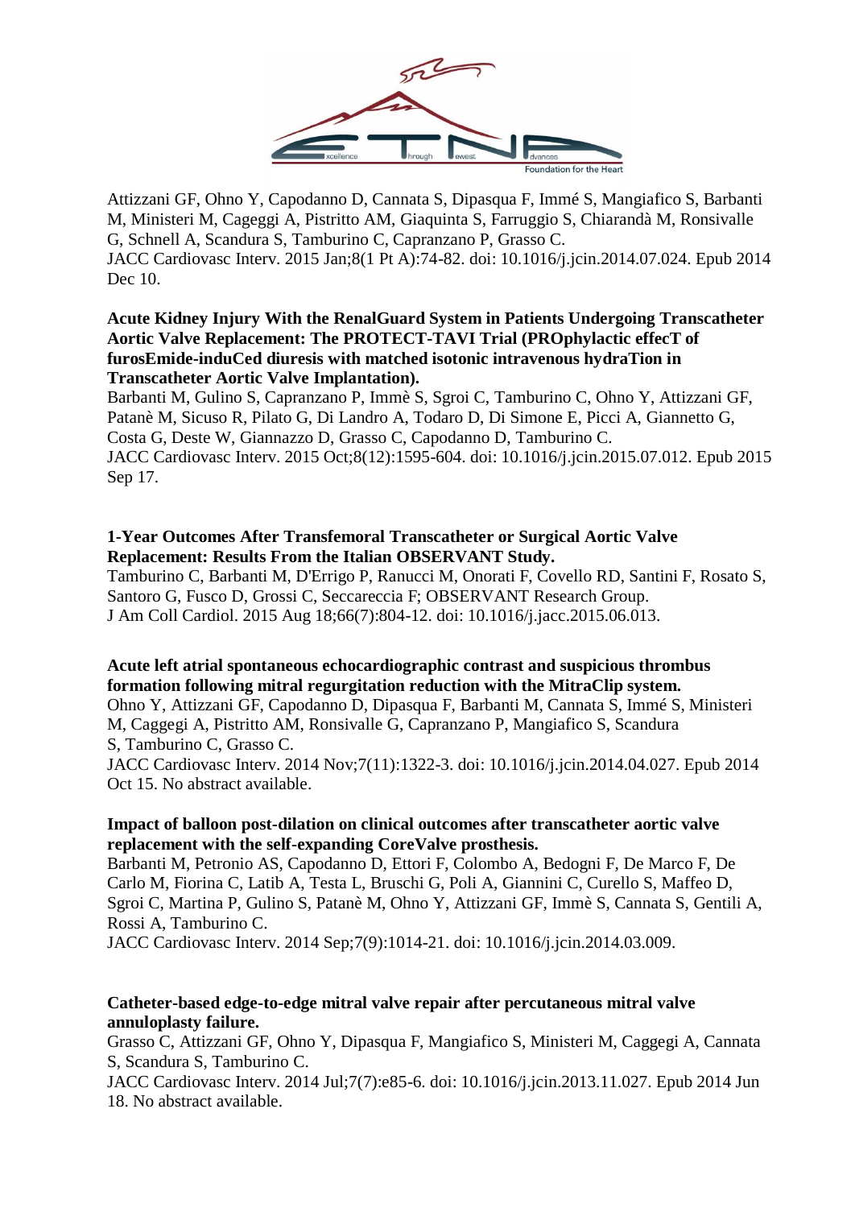Attizzani GF, Ohno Y, Capodanno D, Cannata S, Dipasqua F, Immé S, Mangiafico S, Barbanti M, Ministeri M, Cageggi A, Pistritto AM, Giaquinta S, Farruggio S, Chiarandà M, Ronsivalle G, Schnell A, Scandura S, Tamburino C, Capranzano P, Grasso C.
JACC Cardiovasc Interv. 2015 Jan;8(1 Pt A):74-82. doi: 10.1016/j.jcin.2014.07.024. Epub 2014 Dec 10.

**Acute Kidney Injury With the RenalGuard System in Patients Undergoing Transcatheter Aortic Valve Replacement: The PROTECT-TAVI Trial (PROphylactic effecT of furosEmide-induCed diuresis with matched isotonic intravenous hydraTion in Transcatheter Aortic Valve Implantation).**
Barbanti M, Gulino S, Capranzano P, Immè S, Sgroi C, Tamburino C, Ohno Y, Attizzani GF, Patanè M, Sicuso R, Pilato G, Di Landro A, Todaro D, Di Simone E, Picci A, Giannetto G, Costa G, Deste W, Giannazzo D, Grasso C, Capodanno D, Tamburino C.
JACC Cardiovasc Interv. 2015 Oct;8(12):1595-604. doi: 10.1016/j.jcin.2015.07.012. Epub 2015 Sep 17.

**1-Year Outcomes After Transfemoral Transcatheter or Surgical Aortic Valve Replacement: Results From the Italian OBSERVANT Study.**
Tamburino C, Barbanti M, D'Errigo P, Ranucci M, Onorati F, Covello RD, Santini F, Rosato S, Santoro G, Fusco D, Grossi C, Seccareccia F; OBSERVANT Research Group.
J Am Coll Cardiol. 2015 Aug 18;66(7):804-12. doi: 10.1016/j.jacc.2015.06.013.

**Acute left atrial spontaneous echocardiographic contrast and suspicious thrombus formation following mitral regurgitation reduction with the MitraClip system.**
Ohno Y, Attizzani GF, Capodanno D, Dipasqua F, Barbanti M, Cannata S, Immé S, Ministeri M, Caggegi A, Pistritto AM, Ronsivalle G, Capranzano P, Mangiafico S, Scandura S, Tamburino C, Grasso C.
JACC Cardiovasc Interv. 2014 Nov;7(11):1322-3. doi: 10.1016/j.jcin.2014.04.027. Epub 2014 Oct 15. No abstract available.

**Impact of balloon post-dilation on clinical outcomes after transcatheter aortic valve replacement with the self-expanding CoreValve prosthesis.**
Barbanti M, Petronio AS, Capodanno D, Ettori F, Colombo A, Bedogni F, De Marco F, De Carlo M, Fiorina C, Latib A, Testa L, Bruschi G, Poli A, Giannini C, Curello S, Maffeo D, Sgroi C, Martina P, Gulino S, Patanè M, Ohno Y, Attizzani GF, Immè S, Cannata S, Gentili A, Rossi A, Tamburino C.
JACC Cardiovasc Interv. 2014 Sep;7(9):1014-21. doi: 10.1016/j.jcin.2014.03.009.

**Catheter-based edge-to-edge mitral valve repair after percutaneous mitral valve annuloplasty failure.**
Grasso C, Attizzani GF, Ohno Y, Dipasqua F, Mangiafico S, Ministeri M, Caggegi A, Cannata S, Scandura S, Tamburino C.
JACC Cardiovasc Interv. 2014 Jul;7(7):e85-6. doi: 10.1016/j.jcin.2013.11.027. Epub 2014 Jun 18. No abstract available.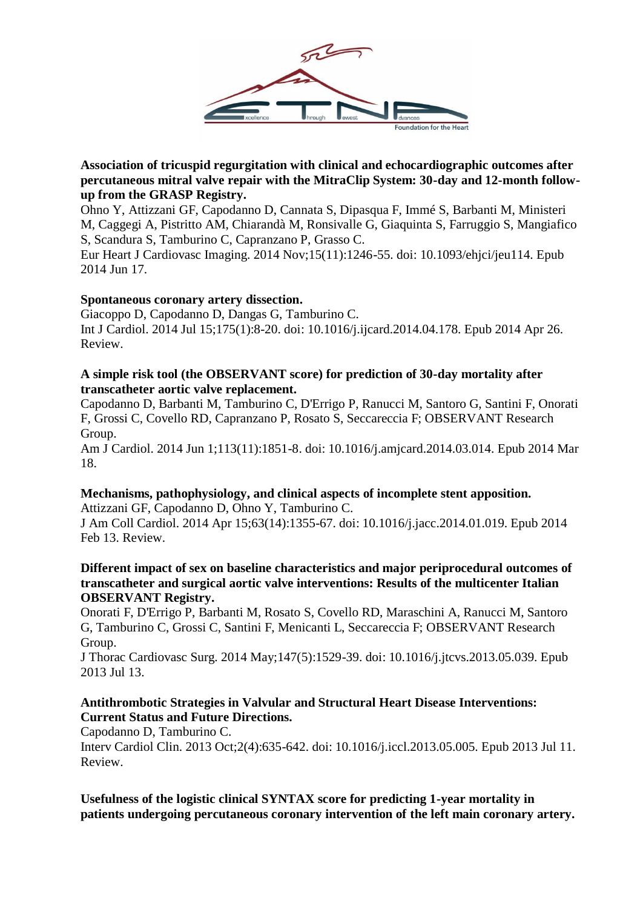**Association of tricuspid regurgitation with clinical and echocardiographic outcomes after percutaneous mitral valve repair with the MitraClip System: 30-day and 12-month follow-up from the GRASP Registry.**
Ohno Y, Attizzani GF, Capodanno D, Cannata S, Dipasqua F, Immé S, Barbanti M, Ministeri M, Caggegi A, Pistritto AM, Chiarandà M, Ronsivalle G, Giaquinta S, Farruggio S, Mangiafico S, Scandura S, Tamburino C, Capranzano P, Grasso C.
Eur Heart J Cardiovasc Imaging. 2014 Nov;15(11):1246-55. doi: 10.1093/ehjci/jeu114. Epub 2014 Jun 17.

**Spontaneous coronary artery dissection.**
Giacoppo D, Capodanno D, Dangas G, Tamburino C.
Int J Cardiol. 2014 Jul 15;175(1):8-20. doi: 10.1016/j.ijcard.2014.04.178. Epub 2014 Apr 26. Review.

**A simple risk tool (the OBSERVANT score) for prediction of 30-day mortality after transcatheter aortic valve replacement.**
Capodanno D, Barbanti M, Tamburino C, D'Errigo P, Ranucci M, Santoro G, Santini F, Onorati F, Grossi C, Covello RD, Capranzano P, Rosato S, Seccareccia F; OBSERVANT Research Group.
Am J Cardiol. 2014 Jun 1;113(11):1851-8. doi: 10.1016/j.amjcard.2014.03.014. Epub 2014 Mar 18.

**Mechanisms, pathophysiology, and clinical aspects of incomplete stent apposition.**
Attizzani GF, Capodanno D, Ohno Y, Tamburino C.
J Am Coll Cardiol. 2014 Apr 15;63(14):1355-67. doi: 10.1016/j.jacc.2014.01.019. Epub 2014 Feb 13. Review.

**Different impact of sex on baseline characteristics and major periprocedural outcomes of transcatheter and surgical aortic valve interventions: Results of the multicenter Italian OBSERVANT Registry.**
Onorati F, D'Errigo P, Barbanti M, Rosato S, Covello RD, Maraschini A, Ranucci M, Santoro G, Tamburino C, Grossi C, Santini F, Menicanti L, Seccareccia F; OBSERVANT Research Group.
J Thorac Cardiovasc Surg. 2014 May;147(5):1529-39. doi: 10.1016/j.jtcvs.2013.05.039. Epub 2013 Jul 13.

**Antithrombotic Strategies in Valvular and Structural Heart Disease Interventions: Current Status and Future Directions.**
Capodanno D, Tamburino C.
Interv Cardiol Clin. 2013 Oct;2(4):635-642. doi: 10.1016/j.iccl.2013.05.005. Epub 2013 Jul 11. Review.

**Usefulness of the logistic clinical SYNTAX score for predicting 1-year mortality in patients undergoing percutaneous coronary intervention of the left main coronary artery.**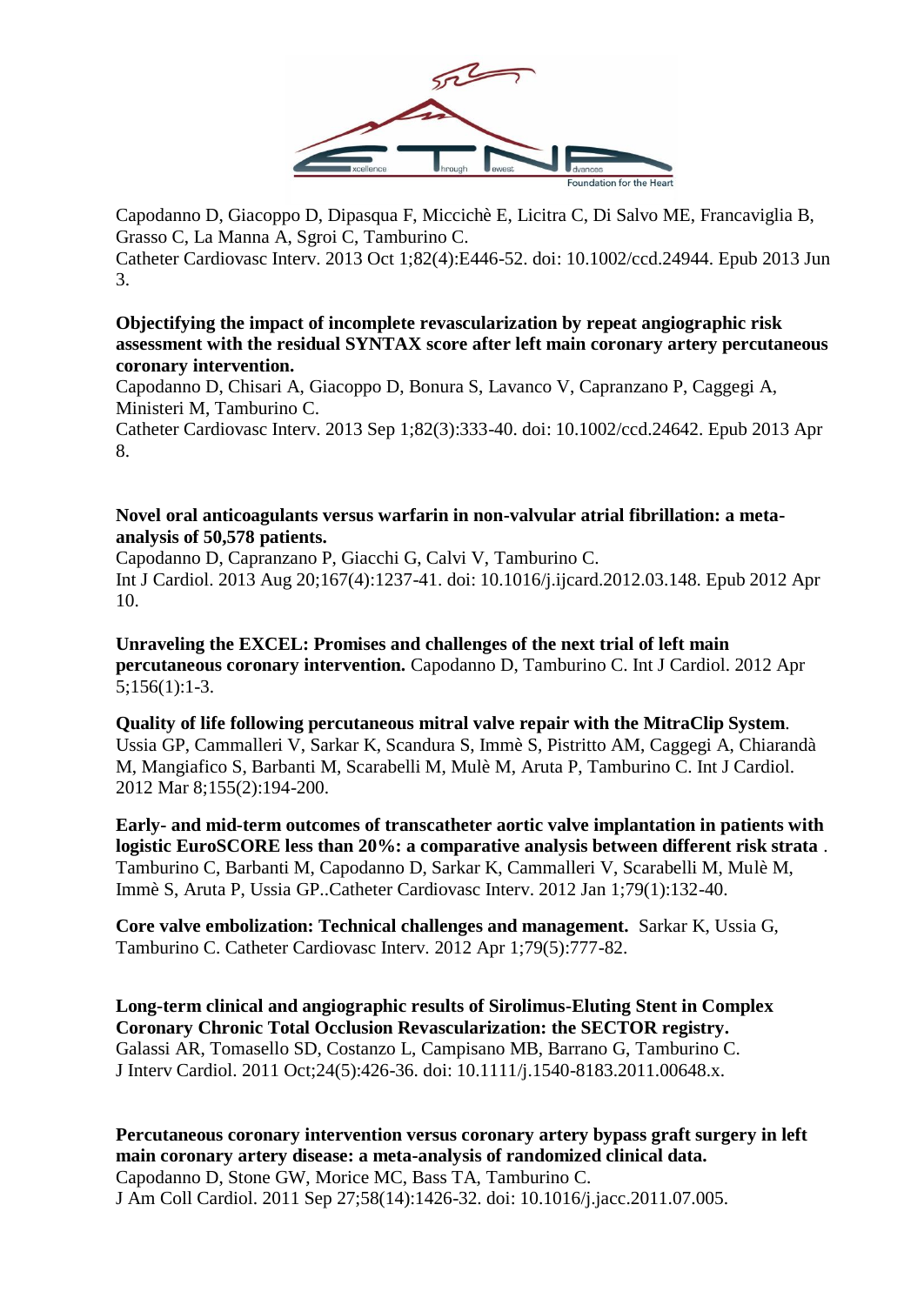Capodanno D, Giacoppo D, Dipasqua F, Miccichè E, Licitra C, Di Salvo ME, Francaviglia B, Grasso C, La Manna A, Sgroi C, Tamburino C.
Catheter Cardiovasc Interv. 2013 Oct 1;82(4):E446-52. doi: 10.1002/ccd.24944. Epub 2013 Jun 3.

**Objectifying the impact of incomplete revascularization by repeat angiographic risk assessment with the residual SYNTAX score after left main coronary artery percutaneous coronary intervention.**
Capodanno D, Chisari A, Giacoppo D, Bonura S, Lavanco V, Capranzano P, Caggegi A, Ministeri M, Tamburino C.
Catheter Cardiovasc Interv. 2013 Sep 1;82(3):333-40. doi: 10.1002/ccd.24642. Epub 2013 Apr 8.

**Novel oral anticoagulants versus warfarin in non-valvular atrial fibrillation: a meta-analysis of 50,578 patients.**
Capodanno D, Capranzano P, Giacchi G, Calvi V, Tamburino C.
Int J Cardiol. 2013 Aug 20;167(4):1237-41. doi: 10.1016/j.ijcard.2012.03.148. Epub 2012 Apr 10.

**Unraveling the EXCEL: Promises and challenges of the next trial of left main percutaneous coronary intervention.** Capodanno D, Tamburino C. Int J Cardiol. 2012 Apr 5;156(1):1-3.

**Quality of life following percutaneous mitral valve repair with the MitraClip System**. Ussia GP, Cammalleri V, Sarkar K, Scandura S, Immè S, Pistritto AM, Caggegi A, Chiarandà M, Mangiafico S, Barbanti M, Scarabelli M, Mulè M, Aruta P, Tamburino C. Int J Cardiol. 2012 Mar 8;155(2):194-200.

**Early- and mid-term outcomes of transcatheter aortic valve implantation in patients with logistic EuroSCORE less than 20%: a comparative analysis between different risk strata** . Tamburino C, Barbanti M, Capodanno D, Sarkar K, Cammalleri V, Scarabelli M, Mulè M, Immè S, Aruta P, Ussia GP..Catheter Cardiovasc Interv. 2012 Jan 1;79(1):132-40.

**Core valve embolization: Technical challenges and management.** Sarkar K, Ussia G, Tamburino C. Catheter Cardiovasc Interv. 2012 Apr 1;79(5):777-82.

**Long-term clinical and angiographic results of Sirolimus-Eluting Stent in Complex Coronary Chronic Total Occlusion Revascularization: the SECTOR registry.**
Galassi AR, Tomasello SD, Costanzo L, Campisano MB, Barrano G, Tamburino C.
J Interv Cardiol. 2011 Oct;24(5):426-36. doi: 10.1111/j.1540-8183.2011.00648.x.

**Percutaneous coronary intervention versus coronary artery bypass graft surgery in left main coronary artery disease: a meta-analysis of randomized clinical data.**
Capodanno D, Stone GW, Morice MC, Bass TA, Tamburino C.
J Am Coll Cardiol. 2011 Sep 27;58(14):1426-32. doi: 10.1016/j.jacc.2011.07.005.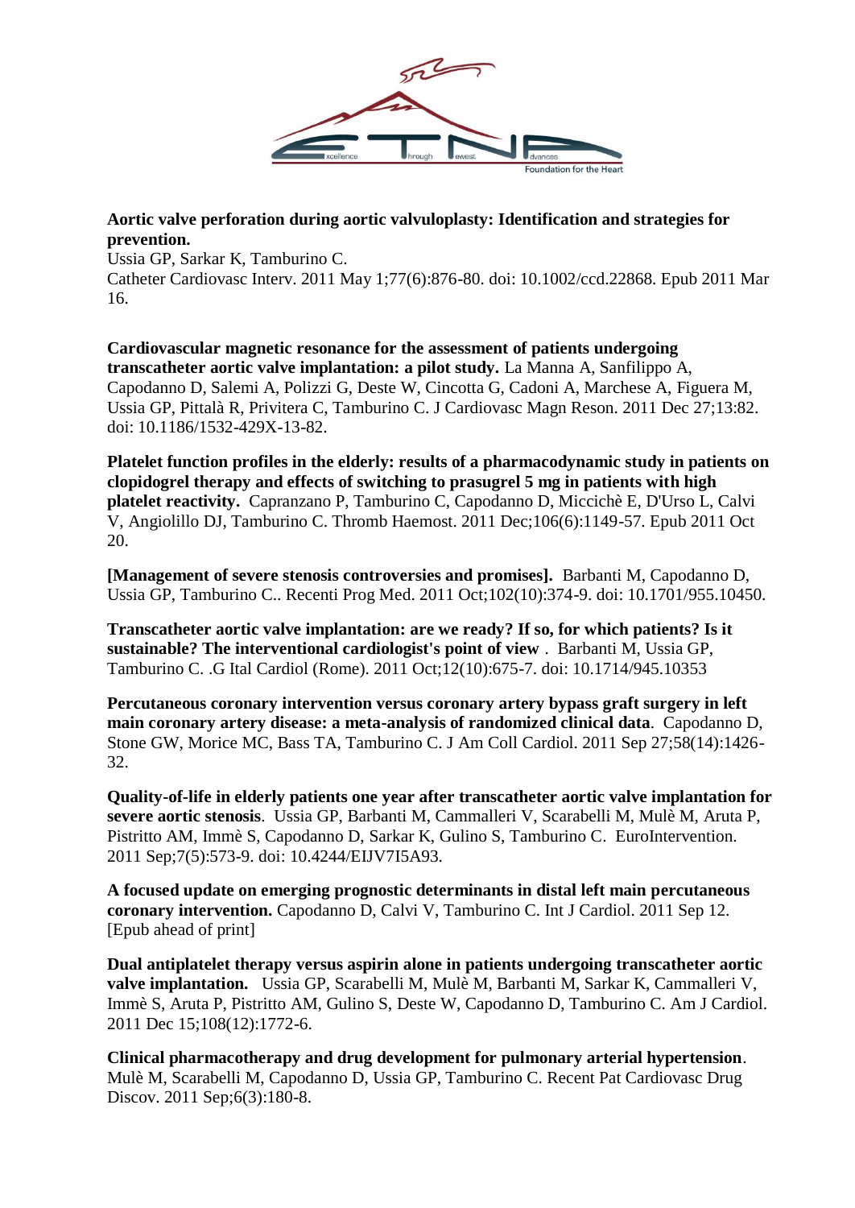**Aortic valve perforation during aortic valvuloplasty: Identification and strategies for prevention.**
Ussia GP, Sarkar K, Tamburino C.
Catheter Cardiovasc Interv. 2011 May 1;77(6):876-80. doi: 10.1002/ccd.22868. Epub 2011 Mar 16.

**Cardiovascular magnetic resonance for the assessment of patients undergoing transcatheter aortic valve implantation: a pilot study.** La Manna A, Sanfilippo A, Capodanno D, Salemi A, Polizzi G, Deste W, Cincotta G, Cadoni A, Marchese A, Figuera M, Ussia GP, Pittalà R, Privitera C, Tamburino C. J Cardiovasc Magn Reson. 2011 Dec 27;13:82. doi: 10.1186/1532-429X-13-82.

**Platelet function profiles in the elderly: results of a pharmacodynamic study in patients on clopidogrel therapy and effects of switching to prasugrel 5 mg in patients with high platelet reactivity.** Capranzano P, Tamburino C, Capodanno D, Miccichè E, D'Urso L, Calvi V, Angiolillo DJ, Tamburino C. Thromb Haemost. 2011 Dec;106(6):1149-57. Epub 2011 Oct 20.

**[Management of severe stenosis controversies and promises].** Barbanti M, Capodanno D, Ussia GP, Tamburino C.. Recenti Prog Med. 2011 Oct;102(10):374-9. doi: 10.1701/955.10450.

**Transcatheter aortic valve implantation: are we ready? If so, for which patients? Is it sustainable? The interventional cardiologist's point of view** . Barbanti M, Ussia GP, Tamburino C. .G Ital Cardiol (Rome). 2011 Oct;12(10):675-7. doi: 10.1714/945.10353

**Percutaneous coronary intervention versus coronary artery bypass graft surgery in left main coronary artery disease: a meta-analysis of randomized clinical data**. Capodanno D, Stone GW, Morice MC, Bass TA, Tamburino C. J Am Coll Cardiol. 2011 Sep 27;58(14):1426-32.

**Quality-of-life in elderly patients one year after transcatheter aortic valve implantation for severe aortic stenosis**. Ussia GP, Barbanti M, Cammalleri V, Scarabelli M, Mulè M, Aruta P, Pistritto AM, Immè S, Capodanno D, Sarkar K, Gulino S, Tamburino C. EuroIntervention. 2011 Sep;7(5):573-9. doi: 10.4244/EIJV7I5A93.

**A focused update on emerging prognostic determinants in distal left main percutaneous coronary intervention.** Capodanno D, Calvi V, Tamburino C. Int J Cardiol. 2011 Sep 12. [Epub ahead of print]

**Dual antiplatelet therapy versus aspirin alone in patients undergoing transcatheter aortic valve implantation.** Ussia GP, Scarabelli M, Mulè M, Barbanti M, Sarkar K, Cammalleri V, Immè S, Aruta P, Pistritto AM, Gulino S, Deste W, Capodanno D, Tamburino C. Am J Cardiol. 2011 Dec 15;108(12):1772-6.

**Clinical pharmacotherapy and drug development for pulmonary arterial hypertension**. Mulè M, Scarabelli M, Capodanno D, Ussia GP, Tamburino C. Recent Pat Cardiovasc Drug Discov. 2011 Sep;6(3):180-8.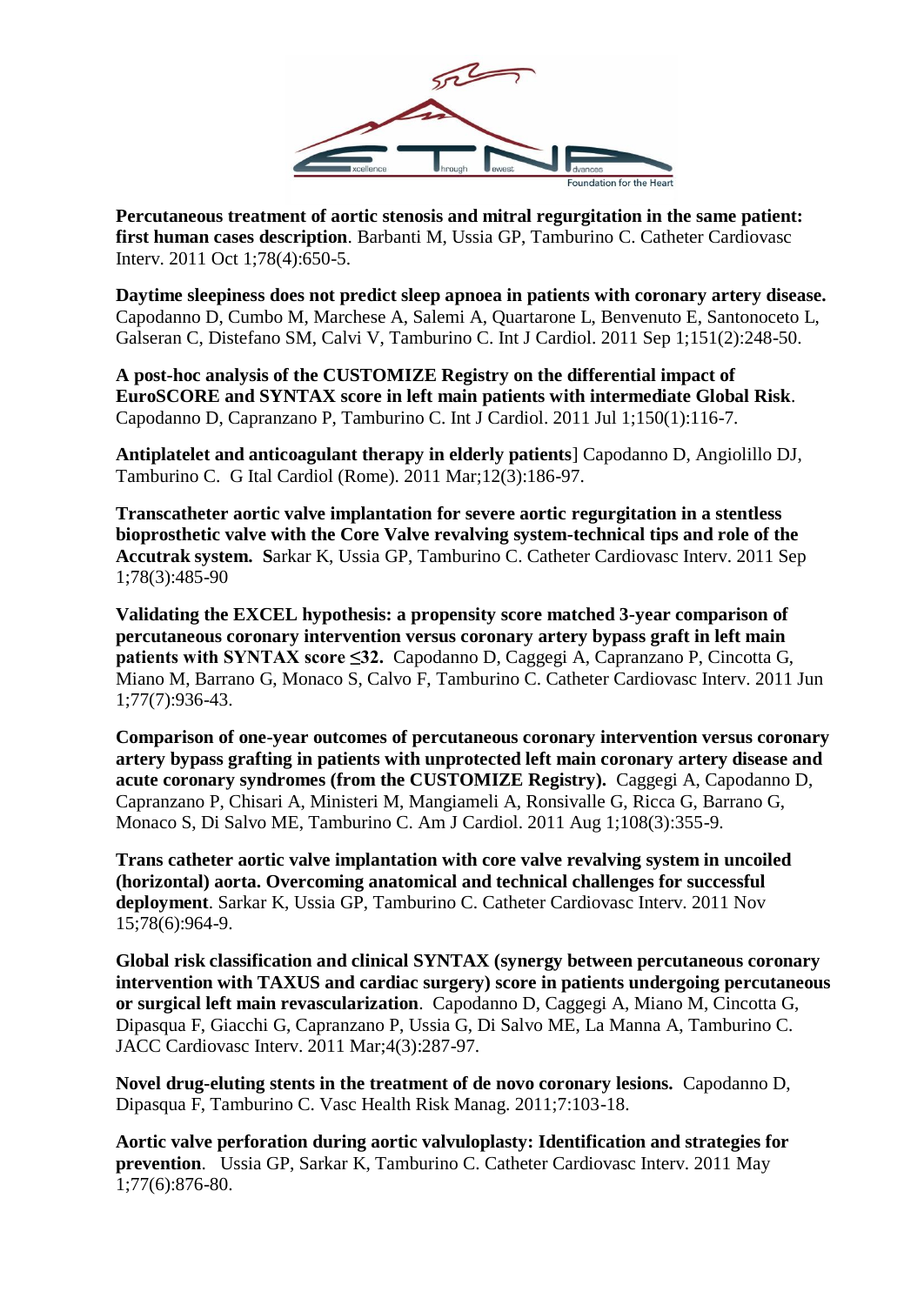**Percutaneous treatment of aortic stenosis and mitral regurgitation in the same patient: first human cases description**. Barbanti M, Ussia GP, Tamburino C. Catheter Cardiovasc Interv. 2011 Oct 1;78(4):650-5.

**Daytime sleepiness does not predict sleep apnoea in patients with coronary artery disease.** Capodanno D, Cumbo M, Marchese A, Salemi A, Quartarone L, Benvenuto E, Santonoceto L, Galseran C, Distefano SM, Calvi V, Tamburino C. Int J Cardiol. 2011 Sep 1;151(2):248-50.

**A post-hoc analysis of the CUSTOMIZE Registry on the differential impact of EuroSCORE and SYNTAX score in left main patients with intermediate Global Risk**. Capodanno D, Capranzano P, Tamburino C. Int J Cardiol. 2011 Jul 1;150(1):116-7.

**Antiplatelet and anticoagulant therapy in elderly patients**] Capodanno D, Angiolillo DJ, Tamburino C. G Ital Cardiol (Rome). 2011 Mar;12(3):186-97.

**Transcatheter aortic valve implantation for severe aortic regurgitation in a stentless bioprosthetic valve with the Core Valve revalving system-technical tips and role of the Accutrak system. S**arkar K, Ussia GP, Tamburino C. Catheter Cardiovasc Interv. 2011 Sep 1;78(3):485-90

**Validating the EXCEL hypothesis: a propensity score matched 3-year comparison of percutaneous coronary intervention versus coronary artery bypass graft in left main patients with SYNTAX score ≤32.** Capodanno D, Caggegi A, Capranzano P, Cincotta G, Miano M, Barrano G, Monaco S, Calvo F, Tamburino C. Catheter Cardiovasc Interv. 2011 Jun 1;77(7):936-43.

**Comparison of one-year outcomes of percutaneous coronary intervention versus coronary artery bypass grafting in patients with unprotected left main coronary artery disease and acute coronary syndromes (from the CUSTOMIZE Registry).** Caggegi A, Capodanno D, Capranzano P, Chisari A, Ministeri M, Mangiameli A, Ronsivalle G, Ricca G, Barrano G, Monaco S, Di Salvo ME, Tamburino C. Am J Cardiol. 2011 Aug 1;108(3):355-9.

**Trans catheter aortic valve implantation with core valve revalving system in uncoiled (horizontal) aorta. Overcoming anatomical and technical challenges for successful deployment**. Sarkar K, Ussia GP, Tamburino C. Catheter Cardiovasc Interv. 2011 Nov 15;78(6):964-9.

**Global risk classification and clinical SYNTAX (synergy between percutaneous coronary intervention with TAXUS and cardiac surgery) score in patients undergoing percutaneous or surgical left main revascularization**. Capodanno D, Caggegi A, Miano M, Cincotta G, Dipasqua F, Giacchi G, Capranzano P, Ussia G, Di Salvo ME, La Manna A, Tamburino C. JACC Cardiovasc Interv. 2011 Mar;4(3):287-97.

**Novel drug-eluting stents in the treatment of de novo coronary lesions.** Capodanno D, Dipasqua F, Tamburino C. Vasc Health Risk Manag. 2011;7:103-18.

**Aortic valve perforation during aortic valvuloplasty: Identification and strategies for prevention**. Ussia GP, Sarkar K, Tamburino C. Catheter Cardiovasc Interv. 2011 May 1;77(6):876-80.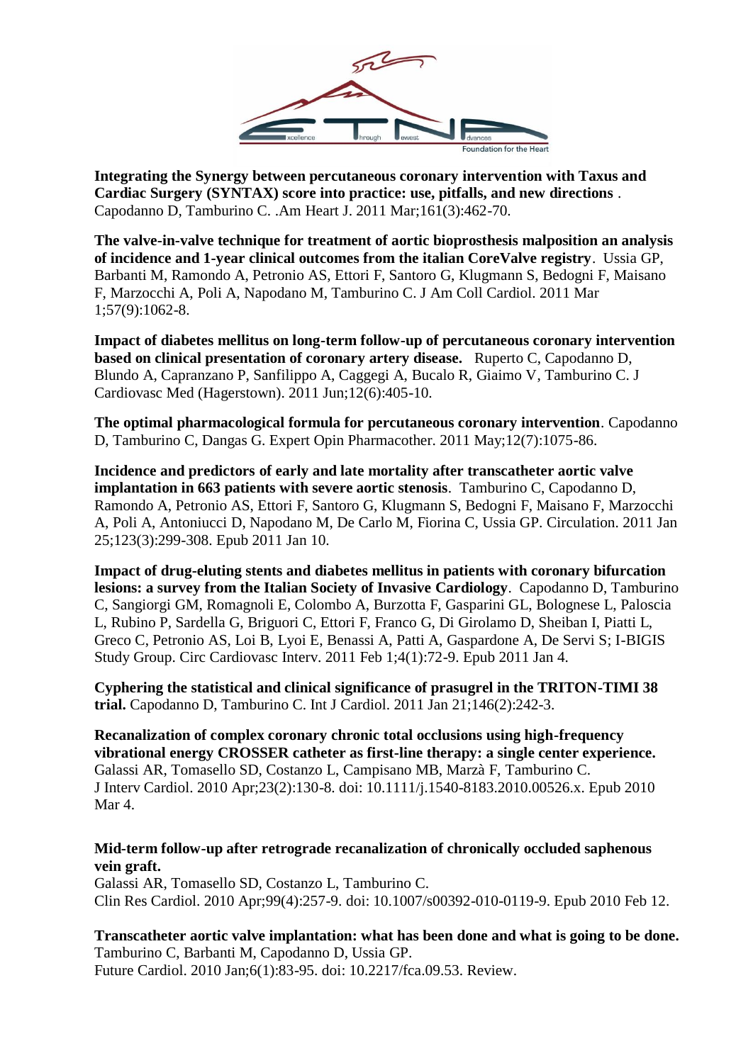**Integrating the Synergy between percutaneous coronary intervention with Taxus and Cardiac Surgery (SYNTAX) score into practice: use, pitfalls, and new directions** . Capodanno D, Tamburino C. .Am Heart J. 2011 Mar;161(3):462-70.

**The valve-in-valve technique for treatment of aortic bioprosthesis malposition an analysis of incidence and 1-year clinical outcomes from the italian CoreValve registry**. Ussia GP, Barbanti M, Ramondo A, Petronio AS, Ettori F, Santoro G, Klugmann S, Bedogni F, Maisano F, Marzocchi A, Poli A, Napodano M, Tamburino C. J Am Coll Cardiol. 2011 Mar 1;57(9):1062-8.

**Impact of diabetes mellitus on long-term follow-up of percutaneous coronary intervention based on clinical presentation of coronary artery disease.** Ruperto C, Capodanno D, Blundo A, Capranzano P, Sanfilippo A, Caggegi A, Bucalo R, Giaimo V, Tamburino C. J Cardiovasc Med (Hagerstown). 2011 Jun;12(6):405-10.

**The optimal pharmacological formula for percutaneous coronary intervention**. Capodanno D, Tamburino C, Dangas G. Expert Opin Pharmacother. 2011 May;12(7):1075-86.

**Incidence and predictors of early and late mortality after transcatheter aortic valve implantation in 663 patients with severe aortic stenosis**. Tamburino C, Capodanno D, Ramondo A, Petronio AS, Ettori F, Santoro G, Klugmann S, Bedogni F, Maisano F, Marzocchi A, Poli A, Antoniucci D, Napodano M, De Carlo M, Fiorina C, Ussia GP. Circulation. 2011 Jan 25;123(3):299-308. Epub 2011 Jan 10.

**Impact of drug-eluting stents and diabetes mellitus in patients with coronary bifurcation lesions: a survey from the Italian Society of Invasive Cardiology**. Capodanno D, Tamburino C, Sangiorgi GM, Romagnoli E, Colombo A, Burzotta F, Gasparini GL, Bolognese L, Paloscia L, Rubino P, Sardella G, Briguori C, Ettori F, Franco G, Di Girolamo D, Sheiban I, Piatti L, Greco C, Petronio AS, Loi B, Lyoi E, Benassi A, Patti A, Gaspardone A, De Servi S; I-BIGIS Study Group. Circ Cardiovasc Interv. 2011 Feb 1;4(1):72-9. Epub 2011 Jan 4.

**Cyphering the statistical and clinical significance of prasugrel in the TRITON-TIMI 38 trial.** Capodanno D, Tamburino C. Int J Cardiol. 2011 Jan 21;146(2):242-3.

**Recanalization of complex coronary chronic total occlusions using high-frequency vibrational energy CROSSER catheter as first-line therapy: a single center experience.** Galassi AR, Tomasello SD, Costanzo L, Campisano MB, Marzà F, Tamburino C. J Interv Cardiol. 2010 Apr;23(2):130-8. doi: 10.1111/j.1540-8183.2010.00526.x. Epub 2010 Mar 4.

**Mid-term follow-up after retrograde recanalization of chronically occluded saphenous vein graft.**
Galassi AR, Tomasello SD, Costanzo L, Tamburino C.
Clin Res Cardiol. 2010 Apr;99(4):257-9. doi: 10.1007/s00392-010-0119-9. Epub 2010 Feb 12.

**Transcatheter aortic valve implantation: what has been done and what is going to be done.**
Tamburino C, Barbanti M, Capodanno D, Ussia GP.
Future Cardiol. 2010 Jan;6(1):83-95. doi: 10.2217/fca.09.53. Review.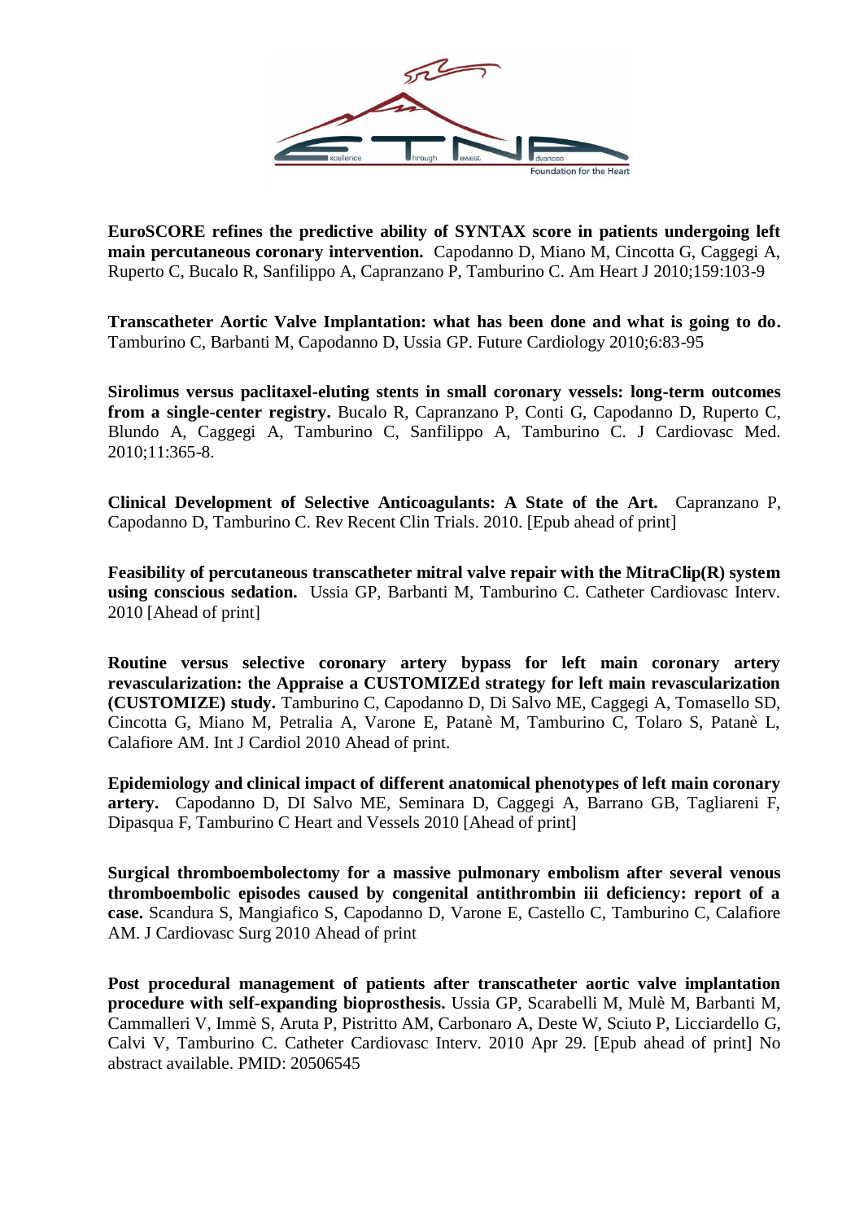**EuroSCORE refines the predictive ability of SYNTAX score in patients undergoing left main percutaneous coronary intervention.** Capodanno D, Miano M, Cincotta G, Caggegi A, Ruperto C, Bucalo R, Sanfilippo A, Capranzano P, Tamburino C. Am Heart J 2010;159:103-9

**Transcatheter Aortic Valve Implantation: what has been done and what is going to do.** Tamburino C, Barbanti M, Capodanno D, Ussia GP. Future Cardiology 2010;6:83-95

**Sirolimus versus paclitaxel-eluting stents in small coronary vessels: long-term outcomes from a single-center registry.** Bucalo R, Capranzano P, Conti G, Capodanno D, Ruperto C, Blundo A, Caggegi A, Tamburino C, Sanfilippo A, Tamburino C. J Cardiovasc Med. 2010;11:365-8.

**Clinical Development of Selective Anticoagulants: A State of the Art.** Capranzano P, Capodanno D, Tamburino C. Rev Recent Clin Trials. 2010. [Epub ahead of print]

**Feasibility of percutaneous transcatheter mitral valve repair with the MitraClip(R) system using conscious sedation.** Ussia GP, Barbanti M, Tamburino C. Catheter Cardiovasc Interv. 2010 [Ahead of print]

**Routine versus selective coronary artery bypass for left main coronary artery revascularization: the Appraise a CUSTOMIZEd strategy for left main revascularization (CUSTOMIZE) study.** Tamburino C, Capodanno D, Di Salvo ME, Caggegi A, Tomasello SD, Cincotta G, Miano M, Petralia A, Varone E, Patanè M, Tamburino C, Tolaro S, Patanè L, Calafiore AM. Int J Cardiol 2010 Ahead of print.

**Epidemiology and clinical impact of different anatomical phenotypes of left main coronary artery.** Capodanno D, DI Salvo ME, Seminara D, Caggegi A, Barrano GB, Tagliareni F, Dipasqua F, Tamburino C Heart and Vessels 2010 [Ahead of print]

**Surgical thromboembolectomy for a massive pulmonary embolism after several venous thromboembolic episodes caused by congenital antithrombin iii deficiency: report of a case.** Scandura S, Mangiafico S, Capodanno D, Varone E, Castello C, Tamburino C, Calafiore AM. J Cardiovasc Surg 2010 Ahead of print

**Post procedural management of patients after transcatheter aortic valve implantation procedure with self-expanding bioprosthesis.** Ussia GP, Scarabelli M, Mulè M, Barbanti M, Cammalleri V, Immè S, Aruta P, Pistritto AM, Carbonaro A, Deste W, Sciuto P, Licciardello G, Calvi V, Tamburino C. Catheter Cardiovasc Interv. 2010 Apr 29. [Epub ahead of print] No abstract available. PMID: 20506545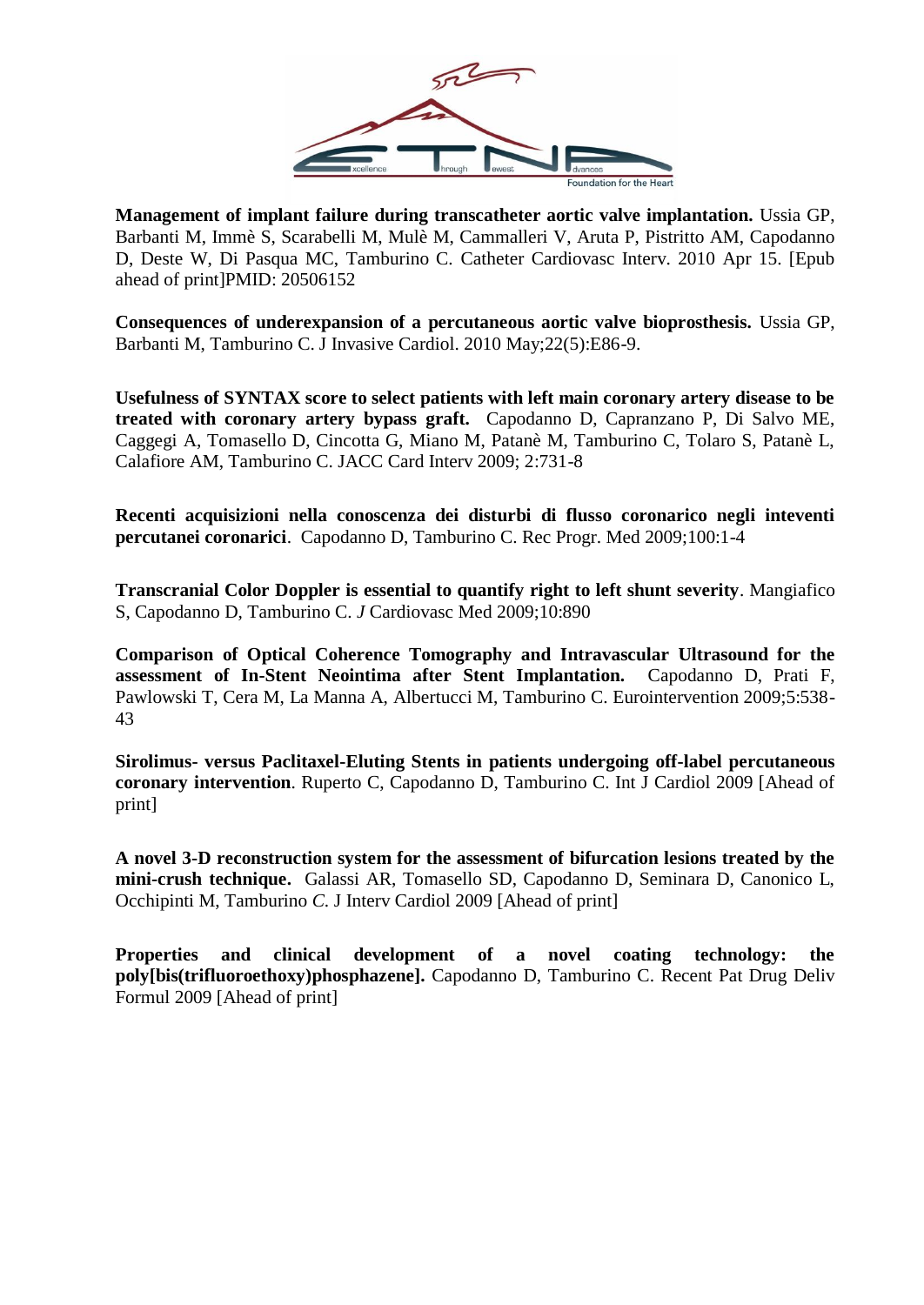**Management of implant failure during transcatheter aortic valve implantation.** Ussia GP, Barbanti M, Immè S, Scarabelli M, Mulè M, Cammalleri V, Aruta P, Pistritto AM, Capodanno D, Deste W, Di Pasqua MC, Tamburino C. Catheter Cardiovasc Interv. 2010 Apr 15. [Epub ahead of print]PMID: 20506152

**Consequences of underexpansion of a percutaneous aortic valve bioprosthesis.** Ussia GP, Barbanti M, Tamburino C. J Invasive Cardiol. 2010 May;22(5):E86-9.

**Usefulness of SYNTAX score to select patients with left main coronary artery disease to be treated with coronary artery bypass graft.** Capodanno D, Capranzano P, Di Salvo ME, Caggegi A, Tomasello D, Cincotta G, Miano M, Patanè M, Tamburino C, Tolaro S, Patanè L, Calafiore AM, Tamburino C. JACC Card Interv 2009; 2:731-8

**Recenti acquisizioni nella conoscenza dei disturbi di flusso coronarico negli inteventi percutanei coronarici**. Capodanno D, Tamburino C. Rec Progr. Med 2009;100:1-4

**Transcranial Color Doppler is essential to quantify right to left shunt severity**. Mangiafico S, Capodanno D, Tamburino C. *J* Cardiovasc Med 2009;10:890

**Comparison of Optical Coherence Tomography and Intravascular Ultrasound for the assessment of In-Stent Neointima after Stent Implantation.** Capodanno D, Prati F, Pawlowski T, Cera M, La Manna A, Albertucci M, Tamburino C. Eurointervention 2009;5:538-43

**Sirolimus- versus Paclitaxel-Eluting Stents in patients undergoing off-label percutaneous coronary intervention**. Ruperto C, Capodanno D, Tamburino C. Int J Cardiol 2009 [Ahead of print]

**A novel 3-D reconstruction system for the assessment of bifurcation lesions treated by the mini-crush technique.** Galassi AR, Tomasello SD, Capodanno D, Seminara D, Canonico L, Occhipinti M, Tamburino *C*. J Interv Cardiol 2009 [Ahead of print]

**Properties and clinical development of a novel coating technology: the poly[bis(trifluoroethoxy)phosphazene].** Capodanno D, Tamburino C. Recent Pat Drug Deliv Formul 2009 [Ahead of print]